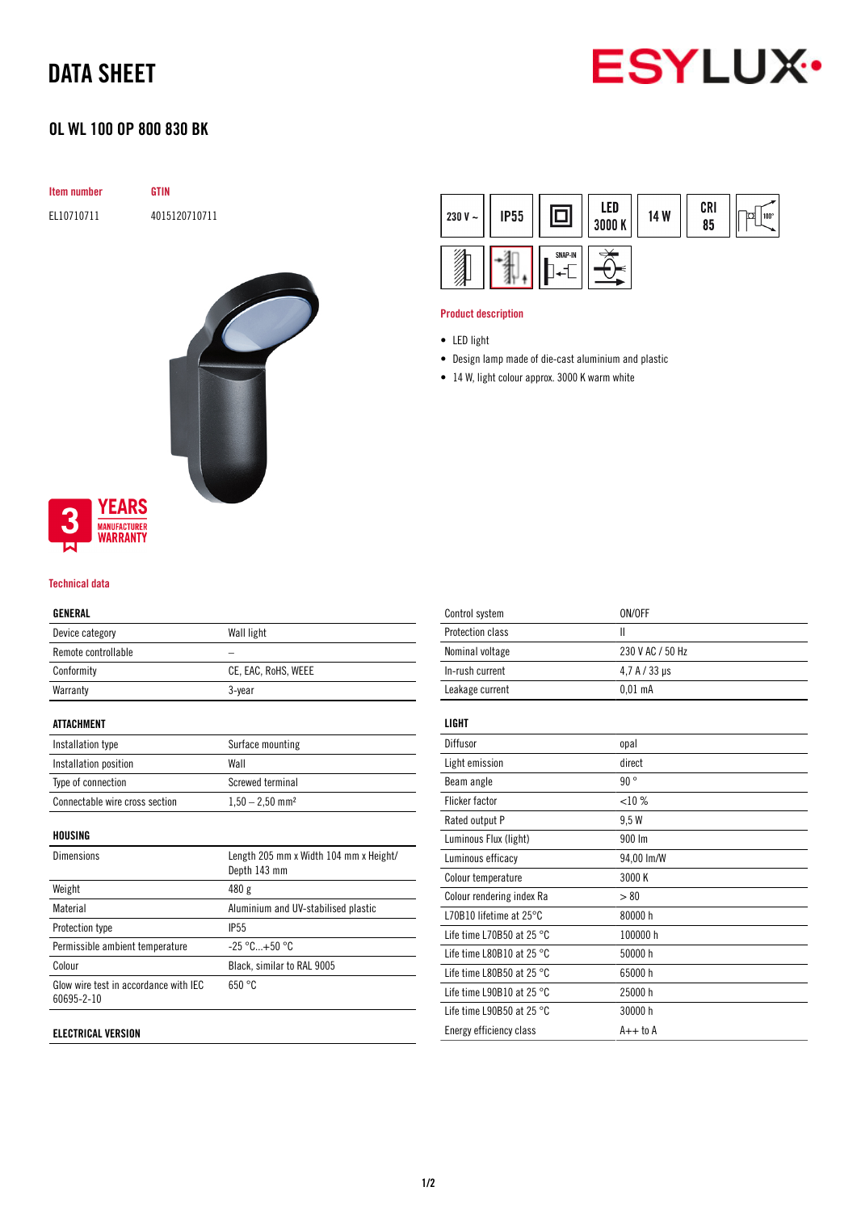# DATA SHEET

## OL WL 100 OP 800 830 BK

| Item number | GTIN |
|---|---|
| EL10710711 | 4015120710711 |

230 V ~ | IP55 | LED 3000 K | 14 W | CRI 85

3 YEARS MANUFACTURER WARRANTY

### Product description

- LED light
- Design lamp made of die-cast aluminium and plastic
- 14 W, light colour approx. 3000 K warm white

### Technical data

| GENERAL | |
|---|---|
| Device category | Wall light |
| Remote controllable | – |
| Conformity | CE, EAC, RoHS, WEEE |
| Warranty | 3-year |

| ATTACHMENT | |
|---|---|
| Installation type | Surface mounting |
| Installation position | Wall |
| Type of connection | Screwed terminal |
| Connectable wire cross section | 1,50 – 2,50 mm² |

| HOUSING | |
|---|---|
| Dimensions | Length 205 mm x Width 104 mm x Height/ Depth 143 mm |
| Weight | 480 g |
| Material | Aluminium and UV-stabilised plastic |
| Protection type | IP55 |
| Permissible ambient temperature | -25 °C...+50 °C |
| Colour | Black, similar to RAL 9005 |
| Glow wire test in accordance with IEC 60695-2-10 | 650 °C |

| ELECTRICAL VERSION | |
|---|---|
| Control system | ON/OFF |
| Protection class | II |
| Nominal voltage | 230 V AC / 50 Hz |
| In-rush current | 4,7 A / 33 µs |
| Leakage current | 0,01 mA |

| LIGHT | |
|---|---|
| Diffusor | opal |
| Light emission | direct |
| Beam angle | 90 ° |
| Flicker factor | <10 % |
| Rated output P | 9,5 W |
| Luminous Flux (light) | 900 lm |
| Luminous efficacy | 94,00 lm/W |
| Colour temperature | 3000 K |
| Colour rendering index Ra | > 80 |
| L70B10 lifetime at 25°C | 80000 h |
| Life time L70B50 at 25 °C | 100000 h |
| Life time L80B10 at 25 °C | 50000 h |
| Life time L80B50 at 25 °C | 65000 h |
| Life time L90B10 at 25 °C | 25000 h |
| Life time L90B50 at 25 °C | 30000 h |
| Energy efficiency class | A++ to A |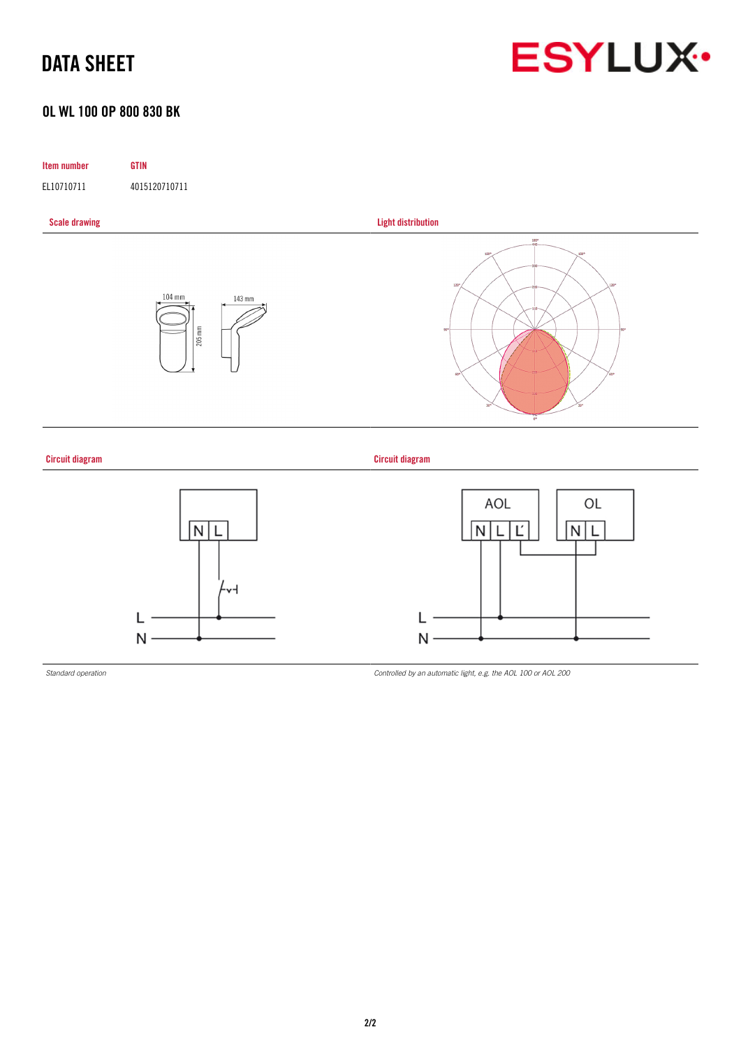# DATA SHEET

## OL WL 100 OP 800 830 BK

| Item number | GTIN |
| --- | --- |
| EL10710711 | 4015120710711 |

### Scale drawing

104 mm

143 mm

205 mm

### Light distribution

### Circuit diagram

N L

L

N

*Standard operation*

### Circuit diagram

AOL

N L L'

OL

N L

L

N

*Controlled by an automatic light, e.g. the AOL 100 or AOL 200*